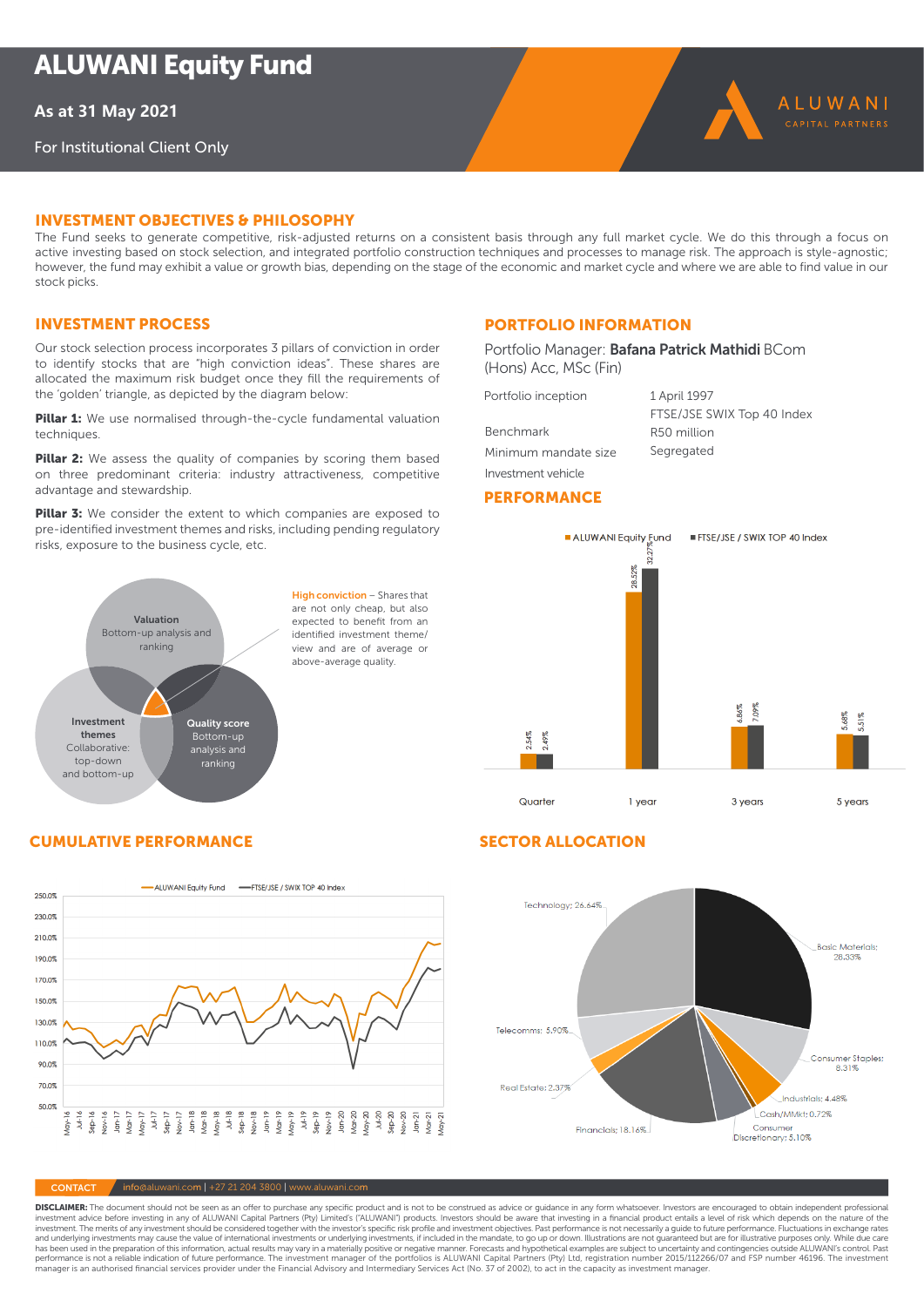# ALUWANI Equity Fund

**As at 31 May 2021**

For Institutional Client Only

ALUWANI CAPITAL PARTNERS

## INVESTMENT OBJECTIVES & PHILOSOPHY

The Fund seeks to generate competitive, risk-adjusted returns on a consistent basis through any full market cycle. We do this through a focus on active investing based on stock selection, and integrated portfolio construction techniques and processes to manage risk. The approach is style-agnostic; however, the fund may exhibit a value or growth bias, depending on the stage of the economic and market cycle and where we are able to find value in our stock picks.

## INVESTMENT PROCESS

Our stock selection process incorporates 3 pillars of conviction in order to identify stocks that are "high conviction ideas". These shares are allocated the maximum risk budget once they fill the requirements of the 'golden' triangle, as depicted by the diagram below:

**Pillar 1:** We use normalised through-the-cycle fundamental valuation techniques.

**Pillar 2:** We assess the quality of companies by scoring them based on three predominant criteria: industry attractiveness, competitive advantage and stewardship.

**Pillar 3:** We consider the extent to which companies are exposed to pre-identified investment themes and risks, including pending regulatory risks, exposure to the business cycle, etc.

**Valuation**
Bottom-up analysis and ranking

**Investment themes**
Collaborative: top-down and bottom-up

**Quality score**
Bottom-up analysis and ranking

**High conviction** – Shares that are not only cheap, but also expected to benefit from an identified investment theme/ view and are of average or above-average quality.

## PORTFOLIO INFORMATION

Portfolio Manager: **Bafana Patrick Mathidi** BCom (Hons) Acc, MSc (Fin)

| | |
|---|---|
| Portfolio inception | 1 April 1997 |
| Benchmark | FTSE/JSE SWIX Top 40 Index |
| Minimum mandate size | R50 million |
| Investment vehicle | Segregated |

## PERFORMANCE

| | ALUWANI Equity Fund | FTSE/JSE / SWIX TOP 40 Index |
|---|---|---|
| Quarter | 2.54% | 2.49% |
| 1 year | 28.52% | 32.27% |
| 3 years | 6.86% | 7.09% |
| 5 years | 5.68% | 5.51% |

## CUMULATIVE PERFORMANCE

Chart: ALUWANI Equity Fund vs FTSE/JSE / SWIX TOP 40 Index, May-16 to May-21 (y-axis 50.0% to 250.0%)

## SECTOR ALLOCATION

| Sector | Allocation |
|---|---|
| Basic Materials | 28.33% |
| Consumer Staples | 8.31% |
| Industrials | 4.48% |
| Cash/MMkt | 0.72% |
| Consumer Discretionary | 5.10% |
| Financials | 18.16% |
| Real Estate | 2.37% |
| Telecomms | 5.90% |
| Technology | 26.64% |

**CONTACT** info@aluwani.com | +27 21 204 3800 | www.aluwani.com

**DISCLAIMER:** The document should not be seen as an offer to purchase any specific product and is not to be construed as advice or guidance in any form whatsoever. Investors are encouraged to obtain independent professional investment advice before investing in any of ALUWANI Capital Partners (Pty) Limited's ("ALUWANI") products. Investors should be aware that investing in a financial product entails a level of risk which depends on the nature of the investment. The merits of any investment should be considered together with the investor's specific risk profile and investment objectives. Past performance is not necessarily a guide to future performance. Fluctuations in exchange rates and underlying investments may cause the value of international investments or underlying investments, if included in the mandate, to go up or down. Illustrations are not guaranteed but are for illustrative purposes only. While due care has been used in the preparation of this information, actual results may vary in a materially positive or negative manner. Forecasts and hypothetical examples are subject to uncertainty and contingencies outside ALUWANI's control. Past performance is not a reliable indication of future performance. The investment manager of the portfolios is ALUWANI Capital Partners (Pty) Ltd, registration number 2015/112266/07 and FSP number 46196. The investment manager is an authorised financial services provider under the Financial Advisory and Intermediary Services Act (No. 37 of 2002), to act in the capacity as investment manager.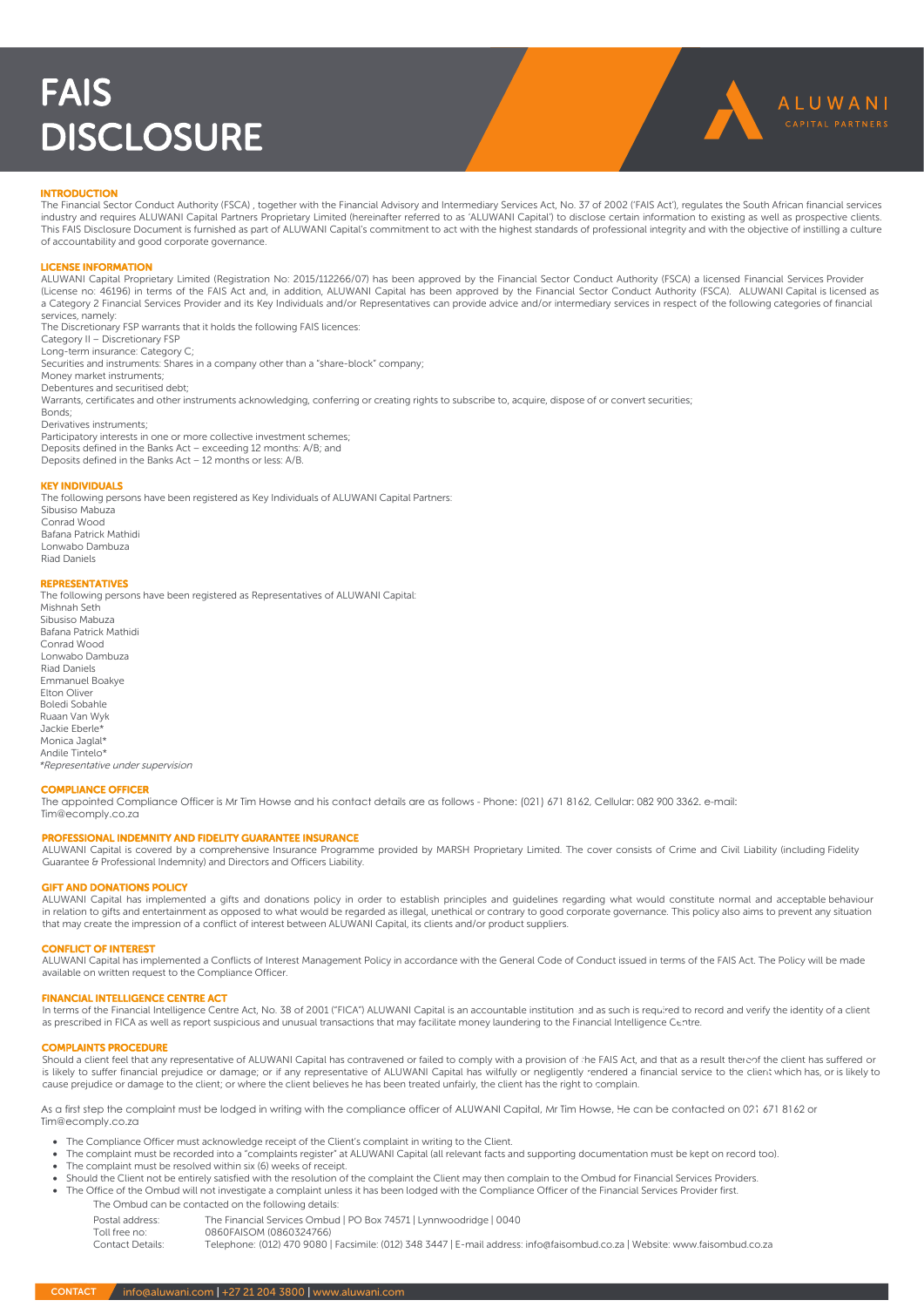# FAIS DISCLOSURE

ALUWANI
CAPITAL PARTNERS

## INTRODUCTION

The Financial Sector Conduct Authority (FSCA) , together with the Financial Advisory and Intermediary Services Act, No. 37 of 2002 ('FAIS Act'), regulates the South African financial services industry and requires ALUWANI Capital Partners Proprietary Limited (hereinafter referred to as 'ALUWANI Capital') to disclose certain information to existing as well as prospective clients. This FAIS Disclosure Document is furnished as part of ALUWANI Capital's commitment to act with the highest standards of professional integrity and with the objective of instilling a culture of accountability and good corporate governance.

## LICENSE INFORMATION

ALUWANI Capital Proprietary Limited (Registration No: 2015/112266/07) has been approved by the Financial Sector Conduct Authority (FSCA) a licensed Financial Services Provider (License no: 46196) in terms of the FAIS Act and, in addition, ALUWANI Capital has been approved by the Financial Sector Conduct Authority (FSCA). ALUWANI Capital is licensed as a Category 2 Financial Services Provider and its Key Individuals and/or Representatives can provide advice and/or intermediary services in respect of the following categories of financial services, namely:

The Discretionary FSP warrants that it holds the following FAIS licences:

Category II – Discretionary FSP
Long-term insurance: Category C;
Securities and instruments: Shares in a company other than a "share-block" company;
Money market instruments;
Debentures and securitised debt;
Warrants, certificates and other instruments acknowledging, conferring or creating rights to subscribe to, acquire, dispose of or convert securities;
Bonds;
Derivatives instruments;
Participatory interests in one or more collective investment schemes;
Deposits defined in the Banks Act – exceeding 12 months: A/B; and
Deposits defined in the Banks Act – 12 months or less: A/B.

## KEY INDIVIDUALS

The following persons have been registered as Key Individuals of ALUWANI Capital Partners:

Sibusiso Mabuza
Conrad Wood
Bafana Patrick Mathidi
Lonwabo Dambuza
Riad Daniels

## REPRESENTATIVES

The following persons have been registered as Representatives of ALUWANI Capital:

Mishnah Seth
Sibusiso Mabuza
Bafana Patrick Mathidi
Conrad Wood
Lonwabo Dambuza
Riad Daniels
Emmanuel Boakye
Elton Oliver
Boledi Sobahle
Ruaan Van Wyk
Jackie Eberle*
Monica Jaglal*
Andile Tintelo*

*Representative under supervision*

## COMPLIANCE OFFICER

The appointed Compliance Officer is Mr Tim Howse and his contact details are as follows - Phone: (021) 671 8162, Cellular: 082 900 3362. e-mail: Tim@ecomply.co.za

## PROFESSIONAL INDEMNITY AND FIDELITY GUARANTEE INSURANCE

ALUWANI Capital is covered by a comprehensive Insurance Programme provided by MARSH Proprietary Limited. The cover consists of Crime and Civil Liability (including Fidelity Guarantee & Professional Indemnity) and Directors and Officers Liability.

## GIFT AND DONATIONS POLICY

ALUWANI Capital has implemented a gifts and donations policy in order to establish principles and guidelines regarding what would constitute normal and acceptable behaviour in relation to gifts and entertainment as opposed to what would be regarded as illegal, unethical or contrary to good corporate governance. This policy also aims to prevent any situation that may create the impression of a conflict of interest between ALUWANI Capital, its clients and/or product suppliers.

## CONFLICT OF INTEREST

ALUWANI Capital has implemented a Conflicts of Interest Management Policy in accordance with the General Code of Conduct issued in terms of the FAIS Act. The Policy will be made available on written request to the Compliance Officer.

## FINANCIAL INTELLIGENCE CENTRE ACT

In terms of the Financial Intelligence Centre Act, No. 38 of 2001 ("FICA") ALUWANI Capital is an accountable institution and as such is required to record and verify the identity of a client as prescribed in FICA as well as report suspicious and unusual transactions that may facilitate money laundering to the Financial Intelligence Centre.

## COMPLAINTS PROCEDURE

Should a client feel that any representative of ALUWANI Capital has contravened or failed to comply with a provision of the FAIS Act, and that as a result thereof the client has suffered or is likely to suffer financial prejudice or damage; or if any representative of ALUWANI Capital has wilfully or negligently rendered a financial service to the client which has, or is likely to cause prejudice or damage to the client; or where the client believes he has been treated unfairly, the client has the right to complain.

As a first step the complaint must be lodged in writing with the compliance officer of ALUWANI Capital, Mr Tim Howse, He can be contacted on 021 671 8162 or Tim@ecomply.co.za

- The Compliance Officer must acknowledge receipt of the Client's complaint in writing to the Client.
- The complaint must be recorded into a "complaints register" at ALUWANI Capital (all relevant facts and supporting documentation must be kept on record too).
- The complaint must be resolved within six (6) weeks of receipt.
- Should the Client not be entirely satisfied with the resolution of the complaint the Client may then complain to the Ombud for Financial Services Providers.
- The Office of the Ombud will not investigate a complaint unless it has been lodged with the Compliance Officer of the Financial Services Provider first.

The Ombud can be contacted on the following details:

| | |
|---|---|
| Postal address: | The Financial Services Ombud \| PO Box 74571 \| Lynnwoodridge \| 0040 |
| Toll free no: | 0860FAISOM (0860324766) |
| Contact Details: | Telephone: (012) 470 9080 \| Facsimile: (012) 348 3447 \| E-mail address: info@faisombud.co.za \| Website: www.faisombud.co.za |

CONTACT info@aluwani.com | +27 21 204 3800 | www.aluwani.com